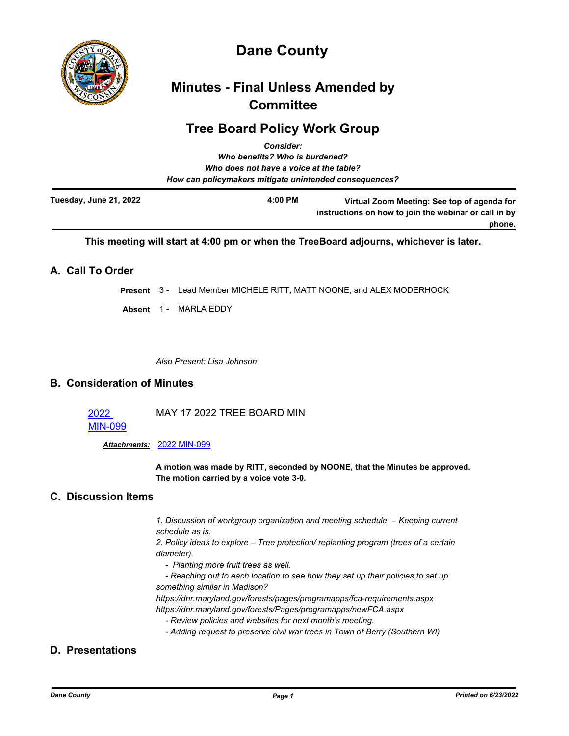# Dane County

## Minutes - Final Unless Amended by Committee

## Tree Board Policy Work Group

*Consider:*
*Who benefits? Who is burdened?*
*Who does not have a voice at the table?*
*How can policymakers mitigate unintended consequences?*

**Tuesday, June 21, 2022** | **4:00 PM** | **Virtual Zoom Meeting: See top of agenda for instructions on how to join the webinar or call in by phone.**

**This meeting will start at 4:00 pm or when the TreeBoard adjourns, whichever is later.**

### A. Call To Order

**Present** 3 - Lead Member MICHELE RITT, MATT NOONE, and ALEX MODERHOCK

**Absent** 1 - MARLA EDDY

*Also Present: Lisa Johnson*

### B. Consideration of Minutes

2022 MIN-099 MAY 17 2022 TREE BOARD MIN

***Attachments:*** 2022 MIN-099

**A motion was made by RITT, seconded by NOONE, that the Minutes be approved. The motion carried by a voice vote 3-0.**

### C. Discussion Items

*1. Discussion of workgroup organization and meeting schedule. – Keeping current schedule as is.*
*2. Policy ideas to explore – Tree protection/ replanting program (trees of a certain diameter).*
*- Planting more fruit trees as well.*
*- Reaching out to each location to see how they set up their policies to set up something similar in Madison?*
*https://dnr.maryland.gov/forests/pages/programapps/fca-requirements.aspx*
*https://dnr.maryland.gov/forests/Pages/programapps/newFCA.aspx*
*- Review policies and websites for next month's meeting.*
*- Adding request to preserve civil war trees in Town of Berry (Southern WI)*

### D. Presentations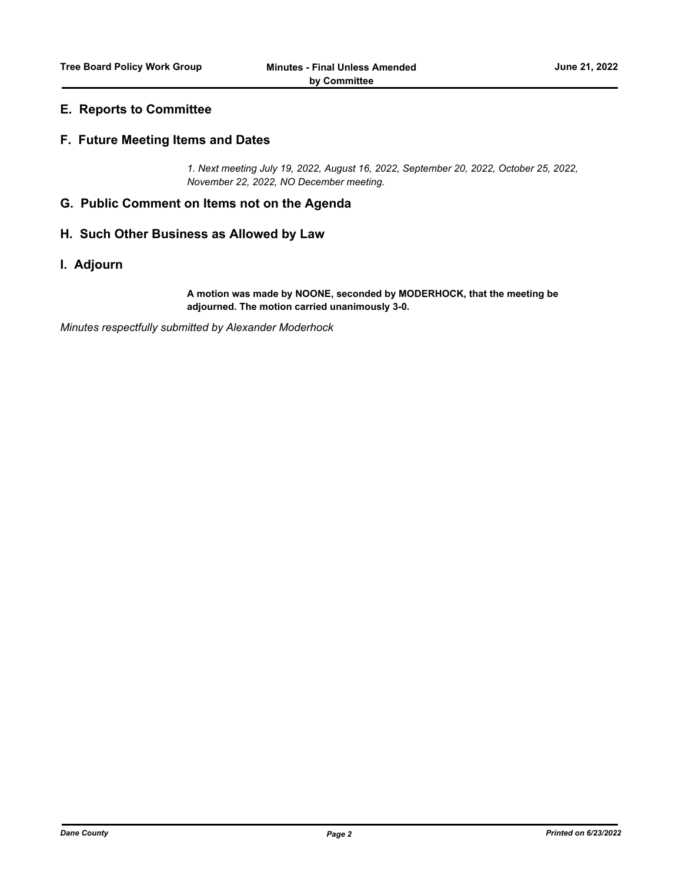## E. Reports to Committee

## F. Future Meeting Items and Dates

*1. Next meeting July 19, 2022, August 16, 2022, September 20, 2022, October 25, 2022, November 22, 2022, NO December meeting.*

## G. Public Comment on Items not on the Agenda

## H. Such Other Business as Allowed by Law

## I. Adjourn

**A motion was made by NOONE, seconded by MODERHOCK, that the meeting be adjourned. The motion carried unanimously 3-0.**

*Minutes respectfully submitted by Alexander Moderhock*